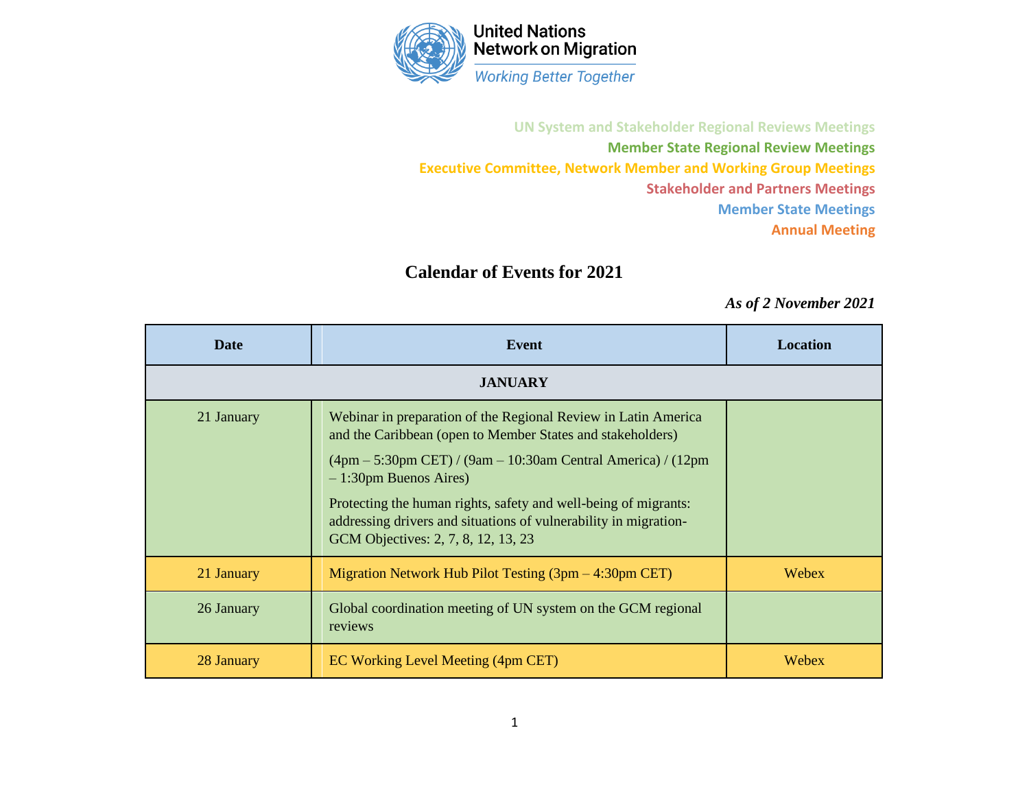United Nations
Network on Migration
*Working Better Together*

**UN System and Stakeholder Regional Reviews Meetings**
**Member State Regional Review Meetings**
**Executive Committee, Network Member and Working Group Meetings**
**Stakeholder and Partners Meetings**
**Member State Meetings**
**Annual Meeting**

# Calendar of Events for 2021

***As of 2 November 2021***

| Date | Event | Location |
|---|---|---|
| **JANUARY** | | |
| 21 January | Webinar in preparation of the Regional Review in Latin America and the Caribbean (open to Member States and stakeholders)<br>(4pm – 5:30pm CET) / (9am – 10:30am Central America) / (12pm – 1:30pm Buenos Aires)<br>Protecting the human rights, safety and well-being of migrants: addressing drivers and situations of vulnerability in migration- GCM Objectives: 2, 7, 8, 12, 13, 23 | |
| 21 January | Migration Network Hub Pilot Testing (3pm – 4:30pm CET) | Webex |
| 26 January | Global coordination meeting of UN system on the GCM regional reviews | |
| 28 January | EC Working Level Meeting (4pm CET) | Webex |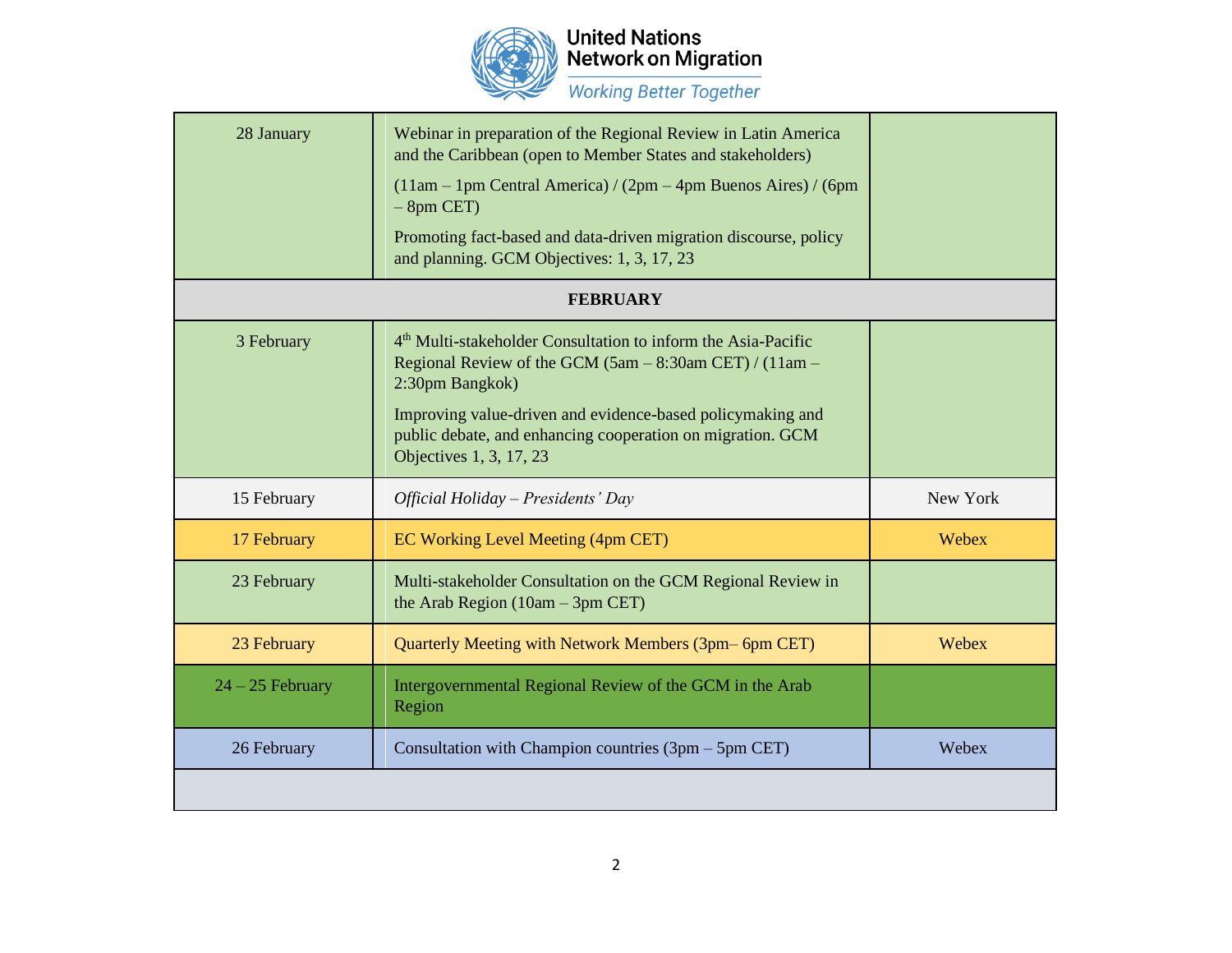| | | |
|---|---|---|
| 28 January | Webinar in preparation of the Regional Review in Latin America and the Caribbean (open to Member States and stakeholders)<br>(11am – 1pm Central America) / (2pm – 4pm Buenos Aires) / (6pm – 8pm CET)<br>Promoting fact-based and data-driven migration discourse, policy and planning. GCM Objectives: 1, 3, 17, 23 | |
| **FEBRUARY** | | |
| 3 February | 4th Multi-stakeholder Consultation to inform the Asia-Pacific Regional Review of the GCM (5am – 8:30am CET) / (11am – 2:30pm Bangkok)<br>Improving value-driven and evidence-based policymaking and public debate, and enhancing cooperation on migration. GCM Objectives 1, 3, 17, 23 | |
| 15 February | *Official Holiday – Presidents' Day* | New York |
| 17 February | EC Working Level Meeting (4pm CET) | Webex |
| 23 February | Multi-stakeholder Consultation on the GCM Regional Review in the Arab Region (10am – 3pm CET) | |
| 23 February | Quarterly Meeting with Network Members (3pm– 6pm CET) | Webex |
| 24 – 25 February | Intergovernmental Regional Review of the GCM in the Arab Region | |
| 26 February | Consultation with Champion countries (3pm – 5pm CET) | Webex |
| | | |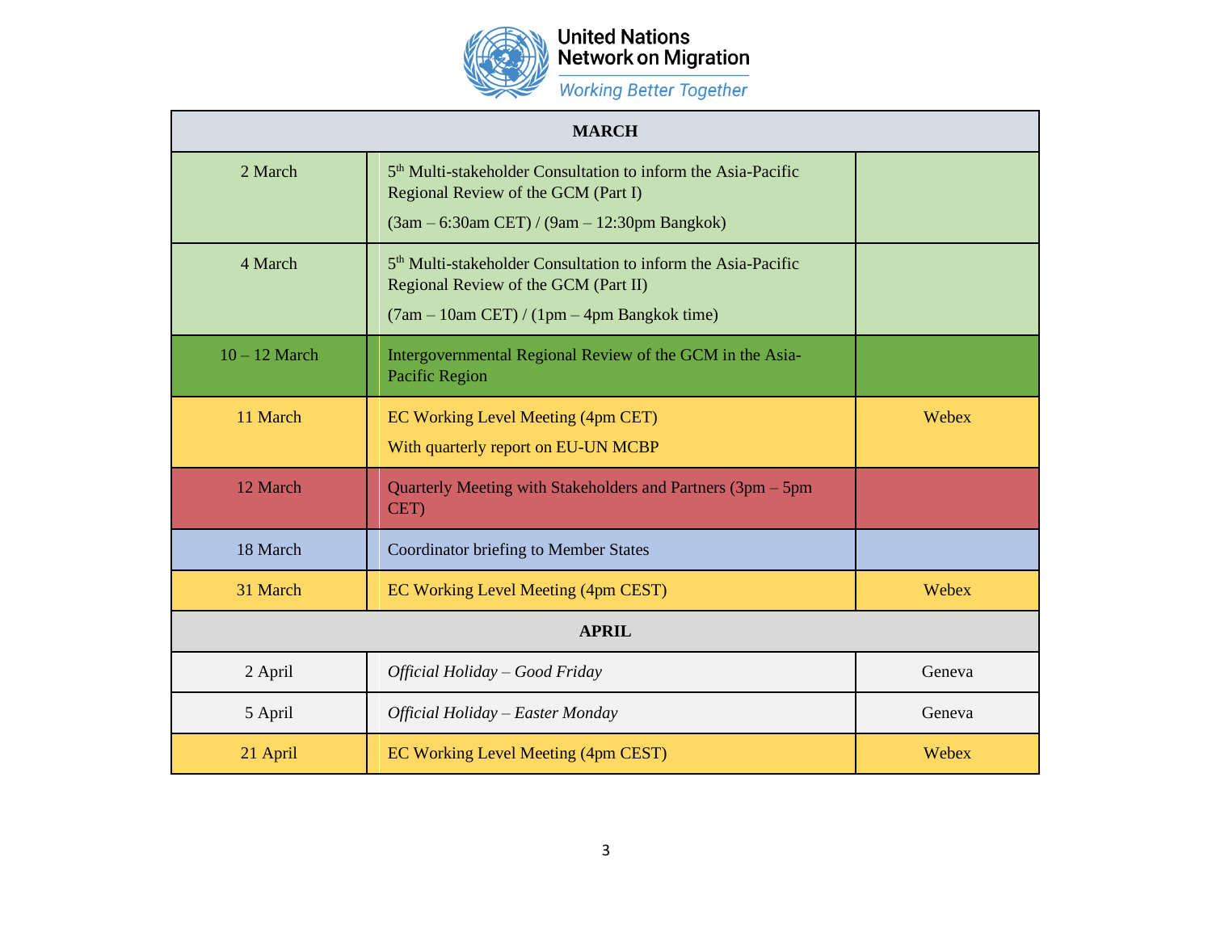United Nations Network on Migration

*Working Better Together*

| MARCH | | |
|---|---|---|
| 2 March | 5th Multi-stakeholder Consultation to inform the Asia-Pacific Regional Review of the GCM (Part I)<br>(3am – 6:30am CET) / (9am – 12:30pm Bangkok) | |
| 4 March | 5th Multi-stakeholder Consultation to inform the Asia-Pacific Regional Review of the GCM (Part II)<br>(7am – 10am CET) / (1pm – 4pm Bangkok time) | |
| 10 – 12 March | Intergovernmental Regional Review of the GCM in the Asia-Pacific Region | |
| 11 March | EC Working Level Meeting (4pm CET)<br>With quarterly report on EU-UN MCBP | Webex |
| 12 March | Quarterly Meeting with Stakeholders and Partners (3pm – 5pm CET) | |
| 18 March | Coordinator briefing to Member States | |
| 31 March | EC Working Level Meeting (4pm CEST) | Webex |
| **APRIL** | | |
| 2 April | *Official Holiday – Good Friday* | Geneva |
| 5 April | *Official Holiday – Easter Monday* | Geneva |
| 21 April | EC Working Level Meeting (4pm CEST) | Webex |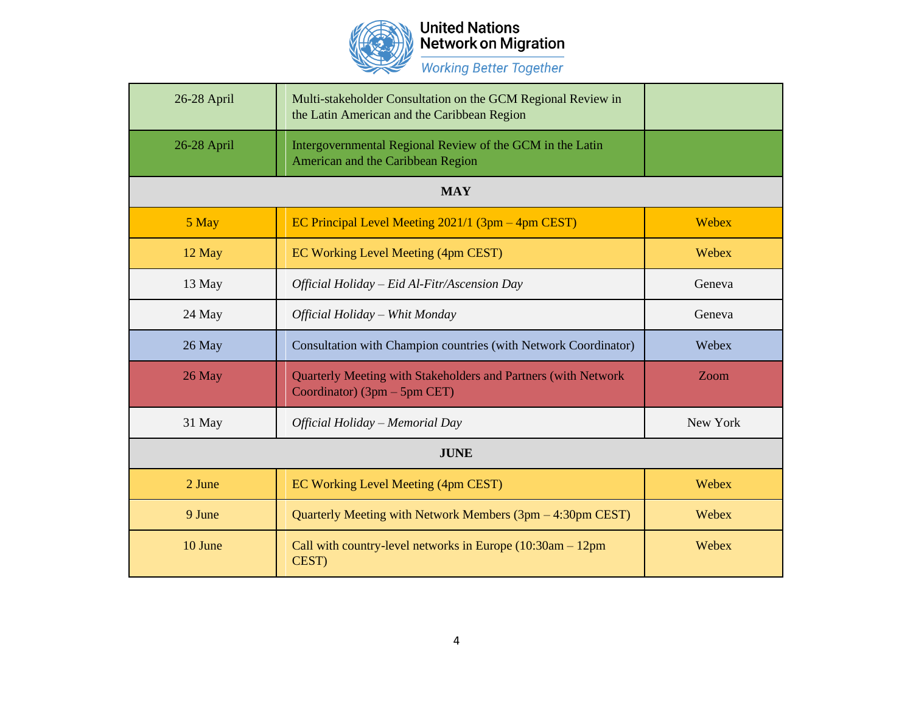| | | |
|---|---|---|
| 26-28 April | Multi-stakeholder Consultation on the GCM Regional Review in the Latin American and the Caribbean Region | |
| 26-28 April | Intergovernmental Regional Review of the GCM in the Latin American and the Caribbean Region | |
| **MAY** | | |
| 5 May | EC Principal Level Meeting 2021/1 (3pm – 4pm CEST) | Webex |
| 12 May | EC Working Level Meeting (4pm CEST) | Webex |
| 13 May | *Official Holiday – Eid Al-Fitr/Ascension Day* | Geneva |
| 24 May | *Official Holiday – Whit Monday* | Geneva |
| 26 May | Consultation with Champion countries (with Network Coordinator) | Webex |
| 26 May | Quarterly Meeting with Stakeholders and Partners (with Network Coordinator) (3pm – 5pm CET) | Zoom |
| 31 May | *Official Holiday – Memorial Day* | New York |
| **JUNE** | | |
| 2 June | EC Working Level Meeting (4pm CEST) | Webex |
| 9 June | Quarterly Meeting with Network Members (3pm – 4:30pm CEST) | Webex |
| 10 June | Call with country-level networks in Europe (10:30am – 12pm CEST) | Webex |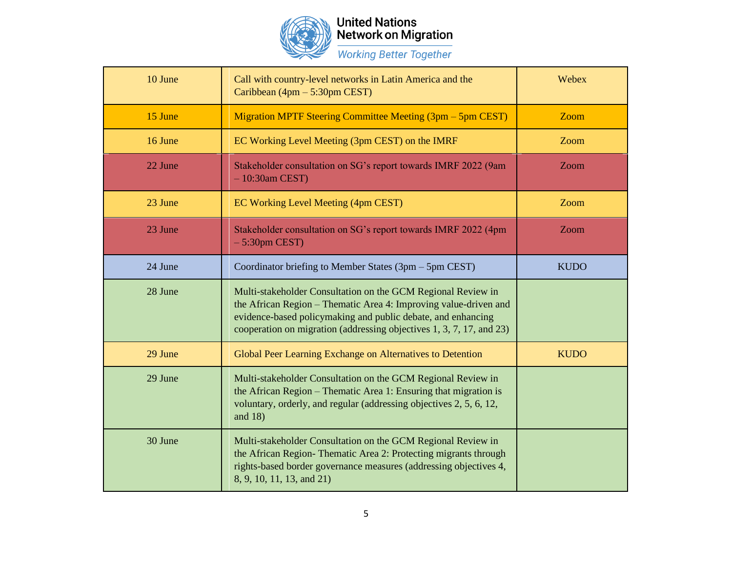| 10 June | Call with country-level networks in Latin America and the Caribbean (4pm – 5:30pm CEST) | Webex |
|---|---|---|
| 15 June | Migration MPTF Steering Committee Meeting (3pm – 5pm CEST) | Zoom |
| 16 June | EC Working Level Meeting (3pm CEST) on the IMRF | Zoom |
| 22 June | Stakeholder consultation on SG's report towards IMRF 2022 (9am – 10:30am CEST) | Zoom |
| 23 June | EC Working Level Meeting (4pm CEST) | Zoom |
| 23 June | Stakeholder consultation on SG's report towards IMRF 2022 (4pm – 5:30pm CEST) | Zoom |
| 24 June | Coordinator briefing to Member States (3pm – 5pm CEST) | KUDO |
| 28 June | Multi-stakeholder Consultation on the GCM Regional Review in the African Region – Thematic Area 4: Improving value-driven and evidence-based policymaking and public debate, and enhancing cooperation on migration (addressing objectives 1, 3, 7, 17, and 23) | |
| 29 June | Global Peer Learning Exchange on Alternatives to Detention | KUDO |
| 29 June | Multi-stakeholder Consultation on the GCM Regional Review in the African Region – Thematic Area 1: Ensuring that migration is voluntary, orderly, and regular (addressing objectives 2, 5, 6, 12, and 18) | |
| 30 June | Multi-stakeholder Consultation on the GCM Regional Review in the African Region- Thematic Area 2: Protecting migrants through rights-based border governance measures (addressing objectives 4, 8, 9, 10, 11, 13, and 21) | |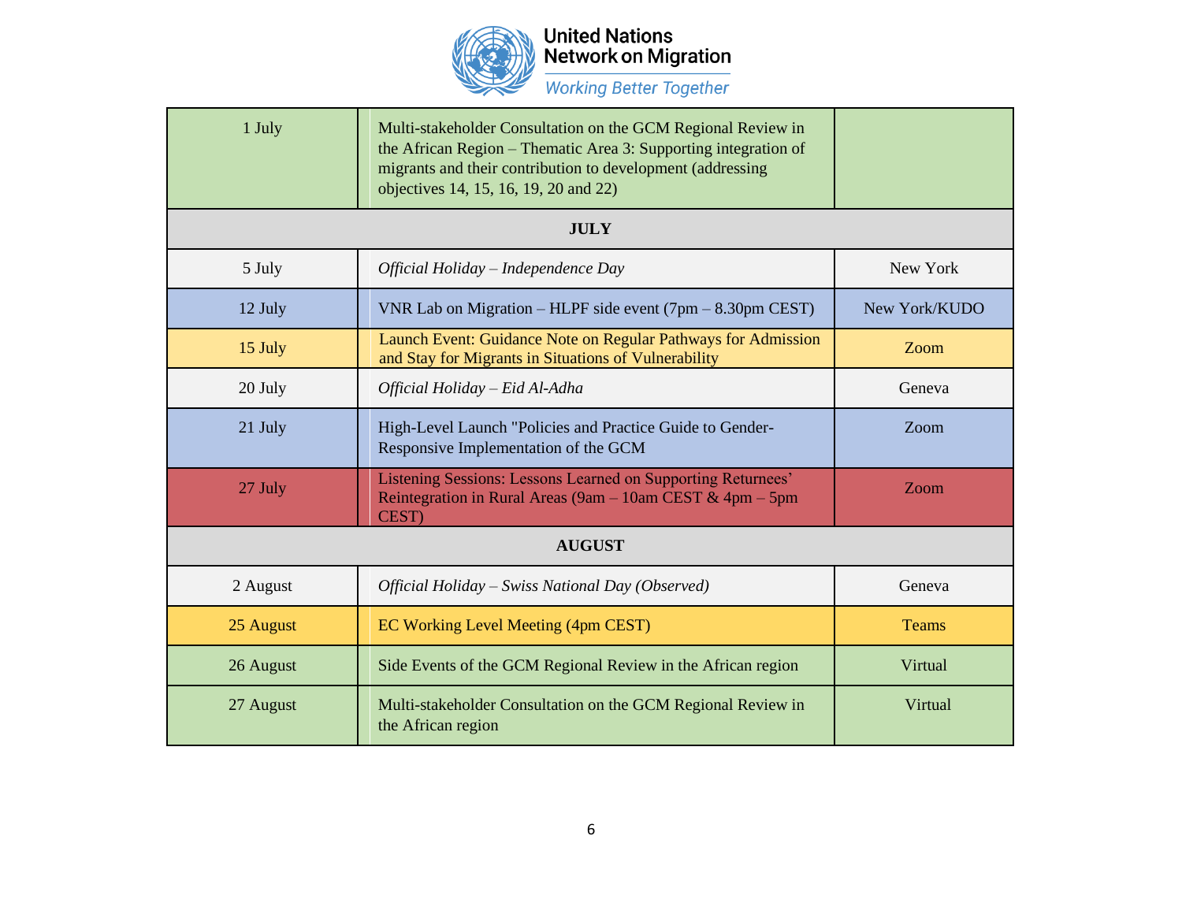United Nations Network on Migration
*Working Better Together*

| | | |
|---|---|---|
| 1 July | Multi-stakeholder Consultation on the GCM Regional Review in the African Region – Thematic Area 3: Supporting integration of migrants and their contribution to development (addressing objectives 14, 15, 16, 19, 20 and 22) | |
| **JULY** | | |
| 5 July | *Official Holiday – Independence Day* | New York |
| 12 July | VNR Lab on Migration – HLPF side event (7pm – 8.30pm CEST) | New York/KUDO |
| 15 July | Launch Event: Guidance Note on Regular Pathways for Admission and Stay for Migrants in Situations of Vulnerability | Zoom |
| 20 July | *Official Holiday – Eid Al-Adha* | Geneva |
| 21 July | High-Level Launch "Policies and Practice Guide to Gender-Responsive Implementation of the GCM | Zoom |
| 27 July | Listening Sessions: Lessons Learned on Supporting Returnees' Reintegration in Rural Areas (9am – 10am CEST & 4pm – 5pm CEST) | Zoom |
| **AUGUST** | | |
| 2 August | *Official Holiday – Swiss National Day (Observed)* | Geneva |
| 25 August | EC Working Level Meeting (4pm CEST) | Teams |
| 26 August | Side Events of the GCM Regional Review in the African region | Virtual |
| 27 August | Multi-stakeholder Consultation on the GCM Regional Review in the African region | Virtual |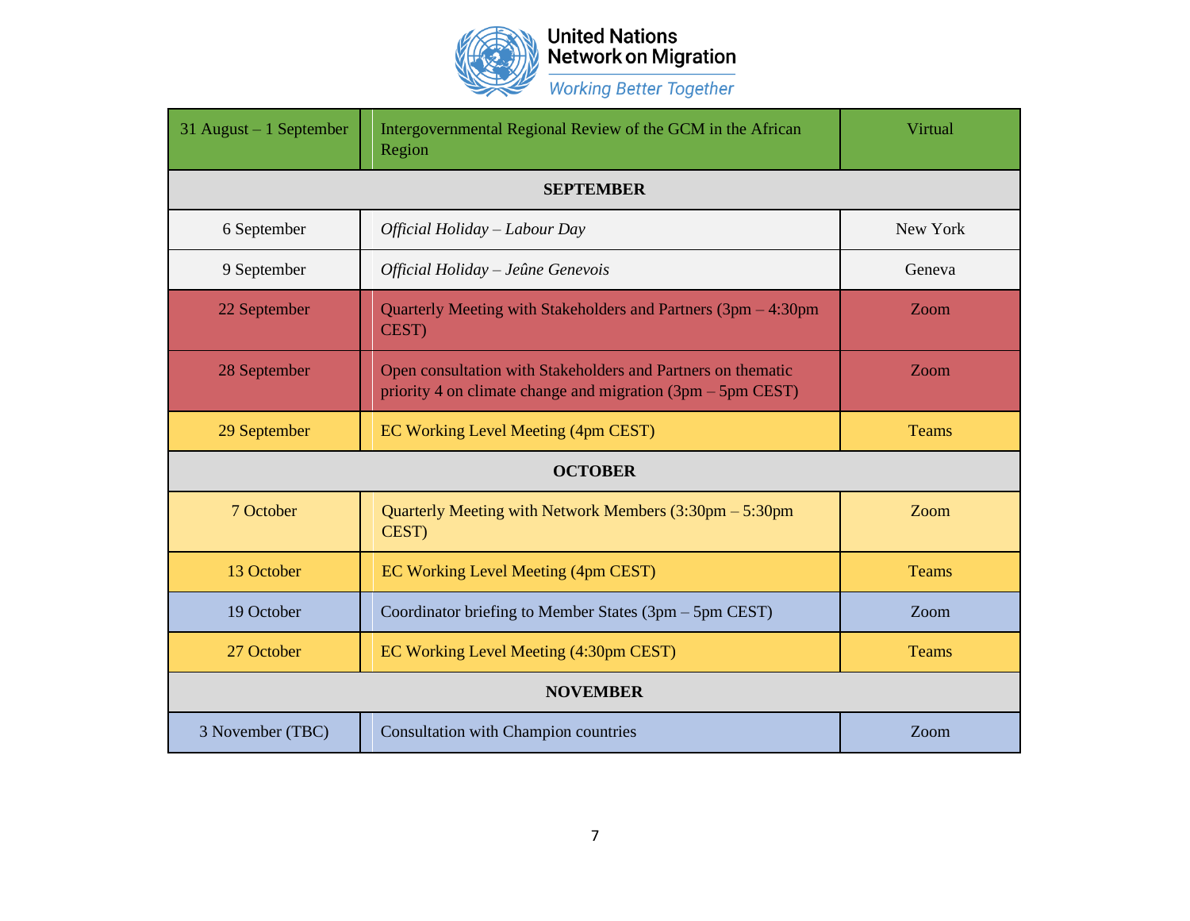United Nations Network on Migration
*Working Better Together*

| | | |
|---|---|---|
| 31 August – 1 September | Intergovernmental Regional Review of the GCM in the African Region | Virtual |
| **SEPTEMBER** | | |
| 6 September | *Official Holiday – Labour Day* | New York |
| 9 September | *Official Holiday – Jeûne Genevois* | Geneva |
| 22 September | Quarterly Meeting with Stakeholders and Partners (3pm – 4:30pm CEST) | Zoom |
| 28 September | Open consultation with Stakeholders and Partners on thematic priority 4 on climate change and migration (3pm – 5pm CEST) | Zoom |
| 29 September | EC Working Level Meeting (4pm CEST) | Teams |
| **OCTOBER** | | |
| 7 October | Quarterly Meeting with Network Members (3:30pm – 5:30pm CEST) | Zoom |
| 13 October | EC Working Level Meeting (4pm CEST) | Teams |
| 19 October | Coordinator briefing to Member States (3pm – 5pm CEST) | Zoom |
| 27 October | EC Working Level Meeting (4:30pm CEST) | Teams |
| **NOVEMBER** | | |
| 3 November (TBC) | Consultation with Champion countries | Zoom |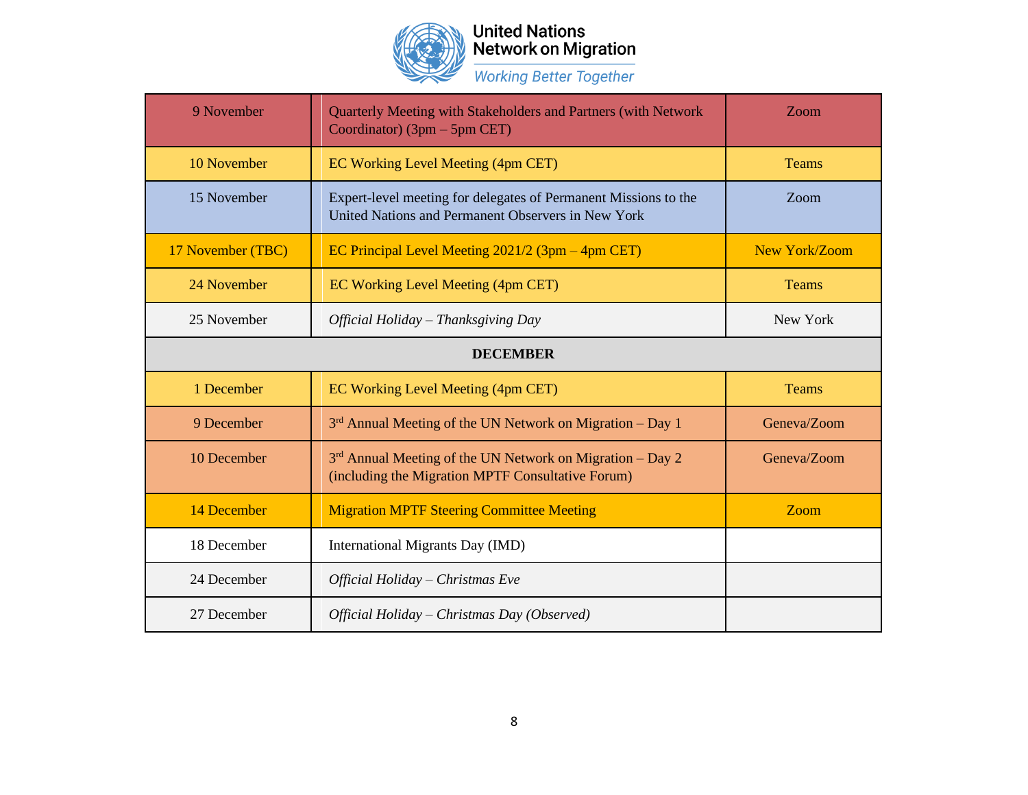United Nations Network on Migration

*Working Better Together*

| | | |
|---|---|---|
| 9 November | Quarterly Meeting with Stakeholders and Partners (with Network Coordinator) (3pm – 5pm CET) | Zoom |
| 10 November | EC Working Level Meeting (4pm CET) | Teams |
| 15 November | Expert-level meeting for delegates of Permanent Missions to the United Nations and Permanent Observers in New York | Zoom |
| 17 November (TBC) | EC Principal Level Meeting 2021/2 (3pm – 4pm CET) | New York/Zoom |
| 24 November | EC Working Level Meeting (4pm CET) | Teams |
| 25 November | *Official Holiday – Thanksgiving Day* | New York |
| **DECEMBER** | | |
| 1 December | EC Working Level Meeting (4pm CET) | Teams |
| 9 December | 3rd Annual Meeting of the UN Network on Migration – Day 1 | Geneva/Zoom |
| 10 December | 3rd Annual Meeting of the UN Network on Migration – Day 2 (including the Migration MPTF Consultative Forum) | Geneva/Zoom |
| 14 December | Migration MPTF Steering Committee Meeting | Zoom |
| 18 December | International Migrants Day (IMD) | |
| 24 December | *Official Holiday – Christmas Eve* | |
| 27 December | *Official Holiday – Christmas Day (Observed)* | |